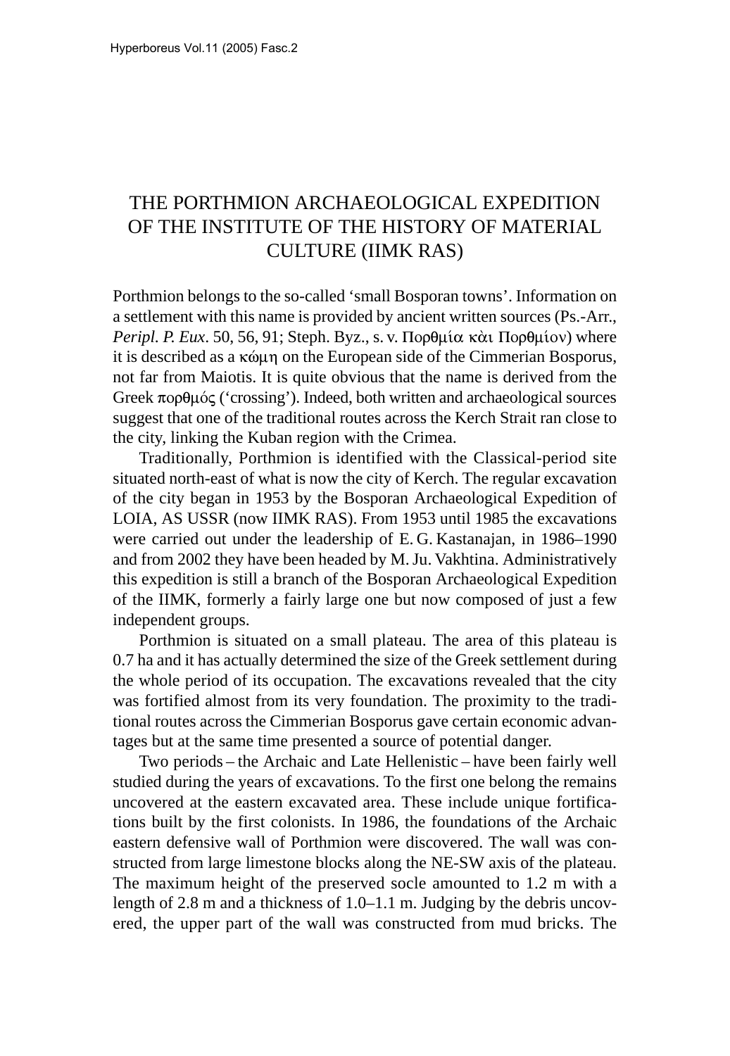# THE PORTHMION ARCHAEOLOGICAL EXPEDITION OF THE INSTITUTE OF THE HISTORY OF MATERIAL CULTURE (IIMK RAS)

Porthmion belongs to the so-called 'small Bosporan towns'. Information on a settlement with this name is provided by ancient written sources (Ps.-Arr., *Peripl. P. Eux*. 50, 56, 91; Steph. Byz., s. v. Πορθμία κὰι Πορθμίον) where it is described as a κώμη on the European side of the Cimmerian Bosporus, not far from Maiotis. It is quite obvious that the name is derived from the Greek πορθμός ('crossing'). Indeed, both written and archaeological sources suggest that one of the traditional routes across the Kerch Strait ran close to the city, linking the Kuban region with the Crimea.

Traditionally, Porthmion is identified with the Classical-period site situated north-east of what is now the city of Kerch. The regular excavation of the city began in 1953 by the Bosporan Archaeological Expedition of LOIA, AS USSR (now IIMK RAS). From 1953 until 1985 the excavations were carried out under the leadership of E. G. Kastanajan, in 1986–1990 and from 2002 they have been headed by M. Ju. Vakhtina. Administratively this expedition is still a branch of the Bosporan Archaeological Expedition of the IIMK, formerly a fairly large one but now composed of just a few independent groups.

Porthmion is situated on a small plateau. The area of this plateau is 0.7 ha and it has actually determined the size of the Greek settlement during the whole period of its occupation. The excavations revealed that the city was fortified almost from its very foundation. The proximity to the traditional routes across the Cimmerian Bosporus gave certain economic advantages but at the same time presented a source of potential danger.

Two periods – the Archaic and Late Hellenistic – have been fairly well studied during the years of excavations. To the first one belong the remains uncovered at the eastern excavated area. These include unique fortifications built by the first colonists. In 1986, the foundations of the Archaic eastern defensive wall of Porthmion were discovered. The wall was constructed from large limestone blocks along the NE-SW axis of the plateau. The maximum height of the preserved socle amounted to 1.2 m with a length of 2.8 m and a thickness of 1.0–1.1 m. Judging by the debris uncovered, the upper part of the wall was constructed from mud bricks. The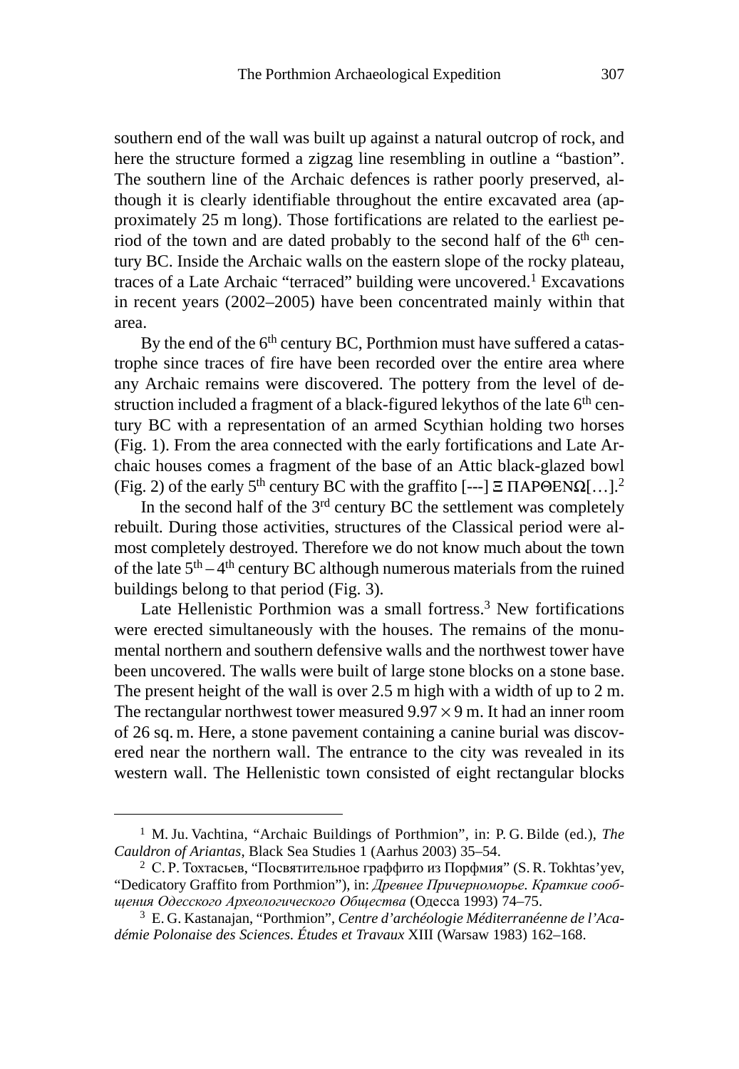southern end of the wall was built up against a natural outcrop of rock, and here the structure formed a zigzag line resembling in outline a "bastion". The southern line of the Archaic defences is rather poorly preserved, although it is clearly identifiable throughout the entire excavated area (approximately 25 m long). Those fortifications are related to the earliest period of the town and are dated probably to the second half of the 6th century BC. Inside the Archaic walls on the eastern slope of the rocky plateau, traces of a Late Archaic "terraced" building were uncovered.[1] Excavations in recent years (2002–2005) have been concentrated mainly within that area.

By the end of the 6th century BC, Porthmion must have suffered a catastrophe since traces of fire have been recorded over the entire area where any Archaic remains were discovered. The pottery from the level of destruction included a fragment of a black-figured lekythos of the late 6th century BC with a representation of an armed Scythian holding two horses (Fig. 1). From the area connected with the early fortifications and Late Archaic houses comes a fragment of the base of an Attic black-glazed bowl (Fig. 2) of the early 5th century BC with the graffito [---] Ξ ΠΑΡΘΕΝΩ[…].[2]

In the second half of the 3rd century BC the settlement was completely rebuilt. During those activities, structures of the Classical period were almost completely destroyed. Therefore we do not know much about the town of the late 5th – 4th century BC although numerous materials from the ruined buildings belong to that period (Fig. 3).

Late Hellenistic Porthmion was a small fortress.[3] New fortifications were erected simultaneously with the houses. The remains of the monumental northern and southern defensive walls and the northwest tower have been uncovered. The walls were built of large stone blocks on a stone base. The present height of the wall is over 2.5 m high with a width of up to 2 m. The rectangular northwest tower measured $9.97 \times 9$ m. It had an inner room of 26 sq. m. Here, a stone pavement containing a canine burial was discovered near the northern wall. The entrance to the city was revealed in its western wall. The Hellenistic town consisted of eight rectangular blocks

---

[1] M. Ju. Vachtina, "Archaic Buildings of Porthmion", in: P. G. Bilde (ed.), *The Cauldron of Ariantas*, Black Sea Studies 1 (Aarhus 2003) 35–54.

[2] С. Р. Тохтасьев, "Посвятительное граффито из Порфмия" (S. R. Tokhtas'yev, "Dedicatory Graffito from Porthmion"), in: *Древнее Причерноморье. Краткие сообщения Одесского Археологического Общества* (Одесса 1993) 74–75.

[3] E. G. Kastanajan, "Porthmion", *Centre d'archéologie Méditerranéenne de l'Académie Polonaise des Sciences. Études et Travaux* XIII (Warsaw 1983) 162–168.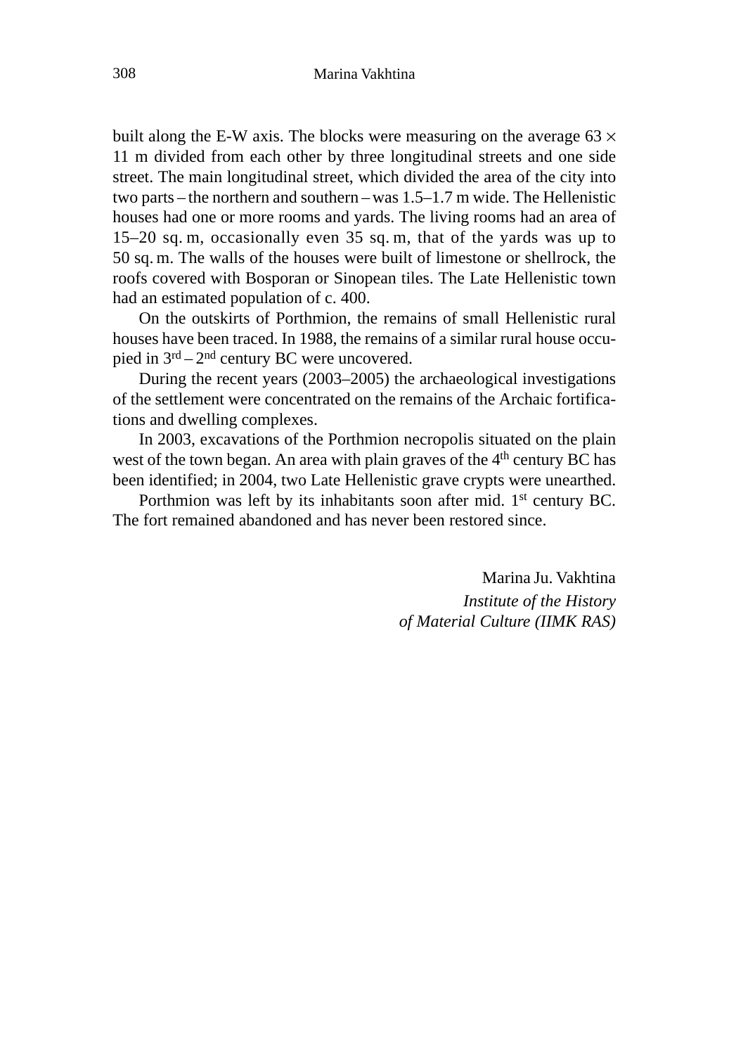built along the E-W axis. The blocks were measuring on the average 63 × 11 m divided from each other by three longitudinal streets and one side street. The main longitudinal street, which divided the area of the city into two parts – the northern and southern – was 1.5–1.7 m wide. The Hellenistic houses had one or more rooms and yards. The living rooms had an area of 15–20 sq. m, occasionally even 35 sq. m, that of the yards was up to 50 sq. m. The walls of the houses were built of limestone or shellrock, the roofs covered with Bosporan or Sinopean tiles. The Late Hellenistic town had an estimated population of c. 400.

On the outskirts of Porthmion, the remains of small Hellenistic rural houses have been traced. In 1988, the remains of a similar rural house occupied in 3rd – 2nd century BC were uncovered.

During the recent years (2003–2005) the archaeological investigations of the settlement were concentrated on the remains of the Archaic fortifications and dwelling complexes.

In 2003, excavations of the Porthmion necropolis situated on the plain west of the town began. An area with plain graves of the 4th century BC has been identified; in 2004, two Late Hellenistic grave crypts were unearthed.

Porthmion was left by its inhabitants soon after mid. 1st century BC. The fort remained abandoned and has never been restored since.

Marina Ju. Vakhtina
*Institute of the History of Material Culture (IIMK RAS)*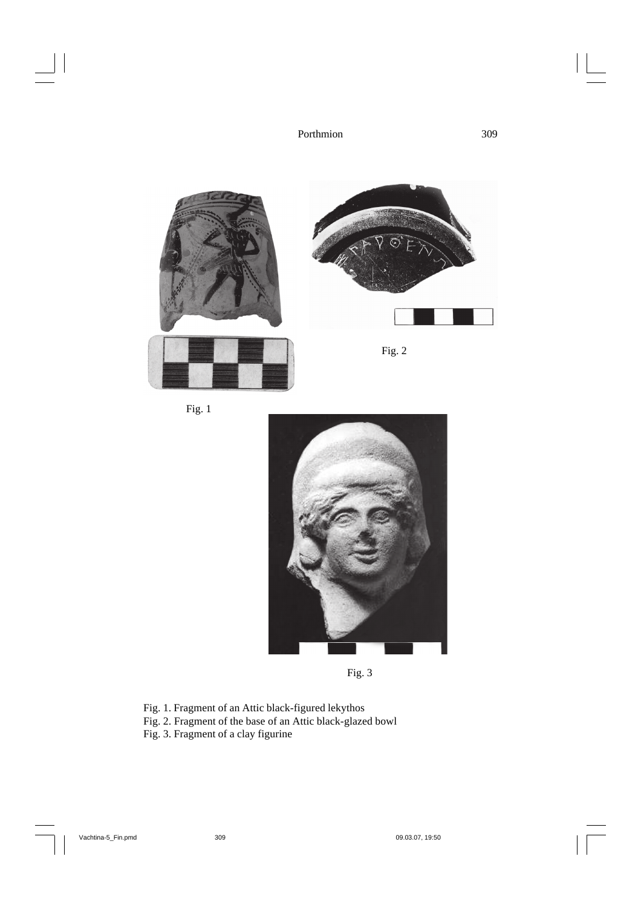Fig. 1

Fig. 2

Fig. 3

Fig. 1. Fragment of an Attic black-figured lekythos
Fig. 2. Fragment of the base of an Attic black-glazed bowl
Fig. 3. Fragment of a clay figurine